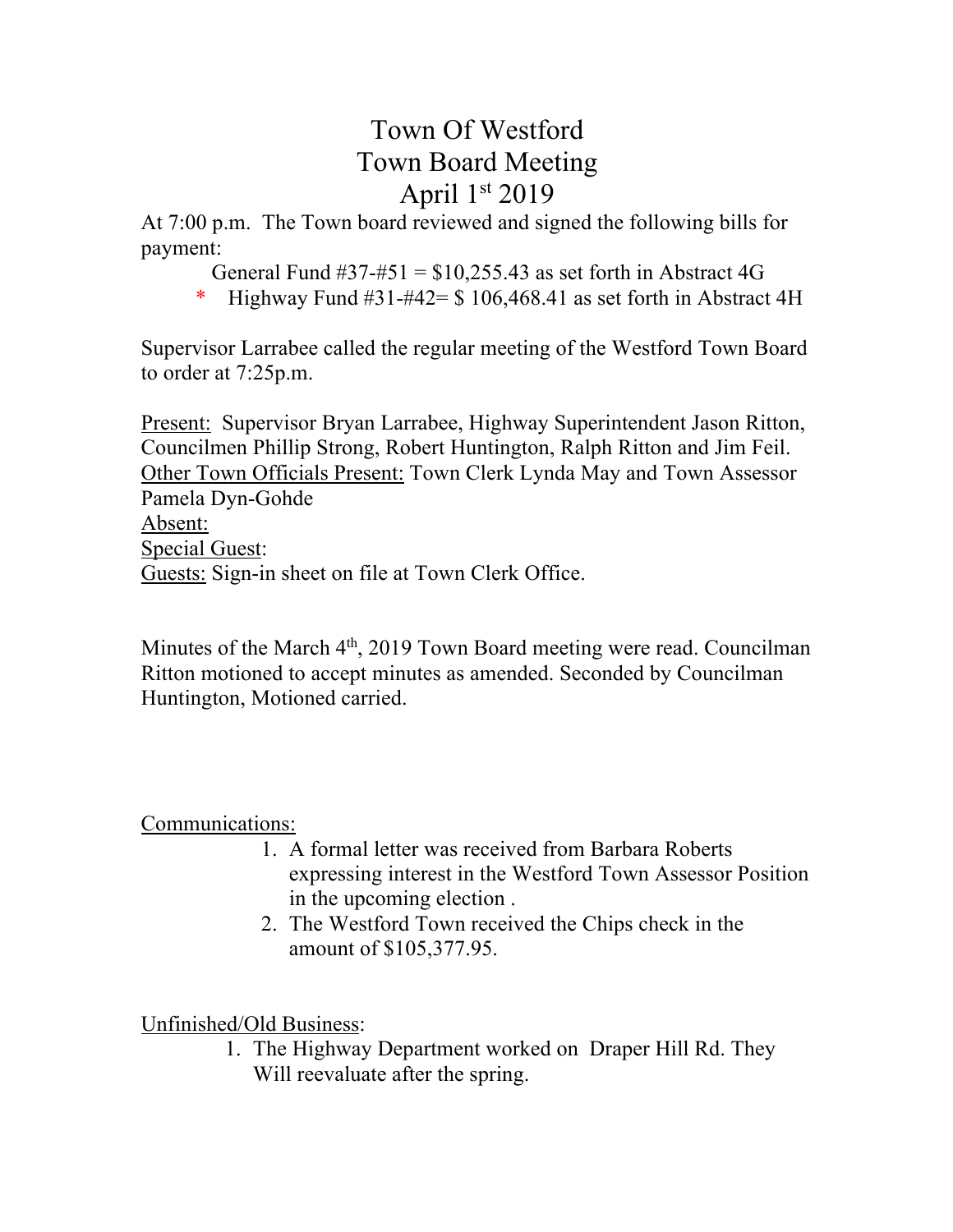# Town Of Westford
# Town Board Meeting
# April 1st 2019

At 7:00 p.m. The Town board reviewed and signed the following bills for payment:

General Fund #37-#51 = $10,255.43 as set forth in Abstract 4G

\* Highway Fund #31-#42= $ 106,468.41 as set forth in Abstract 4H

Supervisor Larrabee called the regular meeting of the Westford Town Board to order at 7:25p.m.

Present: Supervisor Bryan Larrabee, Highway Superintendent Jason Ritton, Councilmen Phillip Strong, Robert Huntington, Ralph Ritton and Jim Feil.
Other Town Officials Present: Town Clerk Lynda May and Town Assessor Pamela Dyn-Gohde
Absent:
Special Guest:
Guests: Sign-in sheet on file at Town Clerk Office.

Minutes of the March 4th, 2019 Town Board meeting were read. Councilman Ritton motioned to accept minutes as amended. Seconded by Councilman Huntington, Motioned carried.

Communications:

1. A formal letter was received from Barbara Roberts expressing interest in the Westford Town Assessor Position in the upcoming election .
2. The Westford Town received the Chips check in the amount of $105,377.95.

Unfinished/Old Business:

1. The Highway Department worked on Draper Hill Rd. They Will reevaluate after the spring.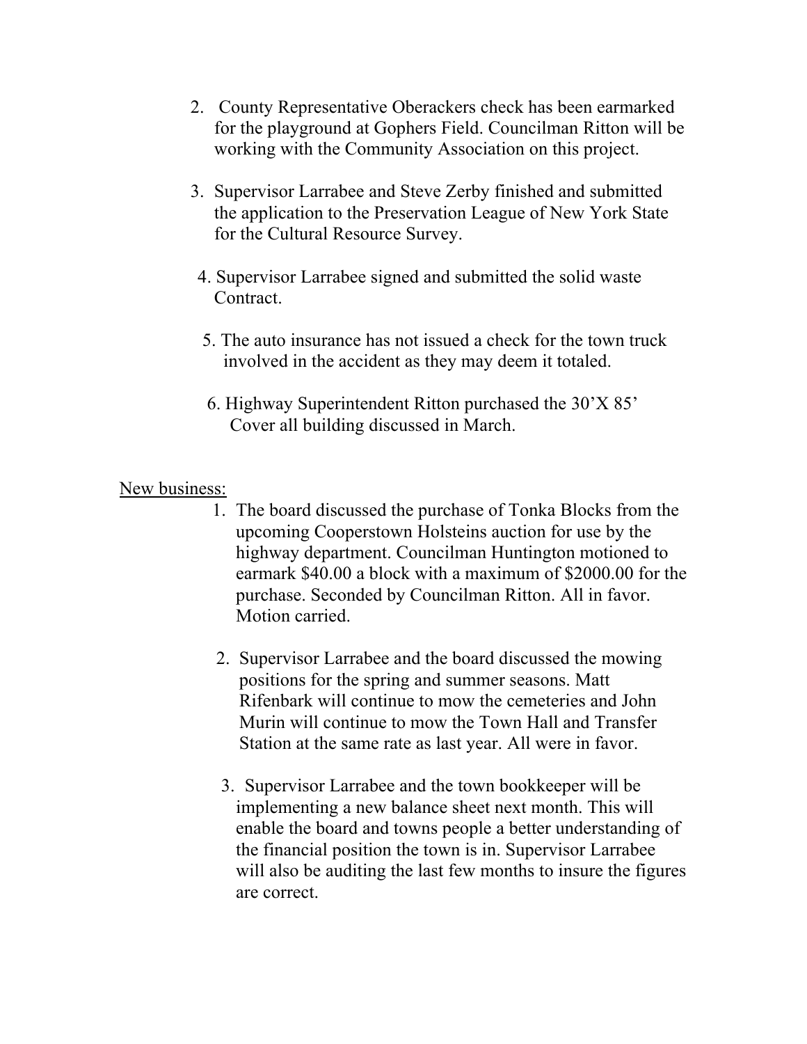2. County Representative Oberackers check has been earmarked for the playground at Gophers Field. Councilman Ritton will be working with the Community Association on this project.

3. Supervisor Larrabee and Steve Zerby finished and submitted the application to the Preservation League of New York State for the Cultural Resource Survey.

4. Supervisor Larrabee signed and submitted the solid waste Contract.

5. The auto insurance has not issued a check for the town truck involved in the accident as they may deem it totaled.

6. Highway Superintendent Ritton purchased the 30'X 85' Cover all building discussed in March.

<u>New business:</u>

1. The board discussed the purchase of Tonka Blocks from the upcoming Cooperstown Holsteins auction for use by the highway department. Councilman Huntington motioned to earmark $40.00 a block with a maximum of $2000.00 for the purchase. Seconded by Councilman Ritton. All in favor. Motion carried.

2. Supervisor Larrabee and the board discussed the mowing positions for the spring and summer seasons. Matt Rifenbark will continue to mow the cemeteries and John Murin will continue to mow the Town Hall and Transfer Station at the same rate as last year. All were in favor.

3. Supervisor Larrabee and the town bookkeeper will be implementing a new balance sheet next month. This will enable the board and towns people a better understanding of the financial position the town is in. Supervisor Larrabee will also be auditing the last few months to insure the figures are correct.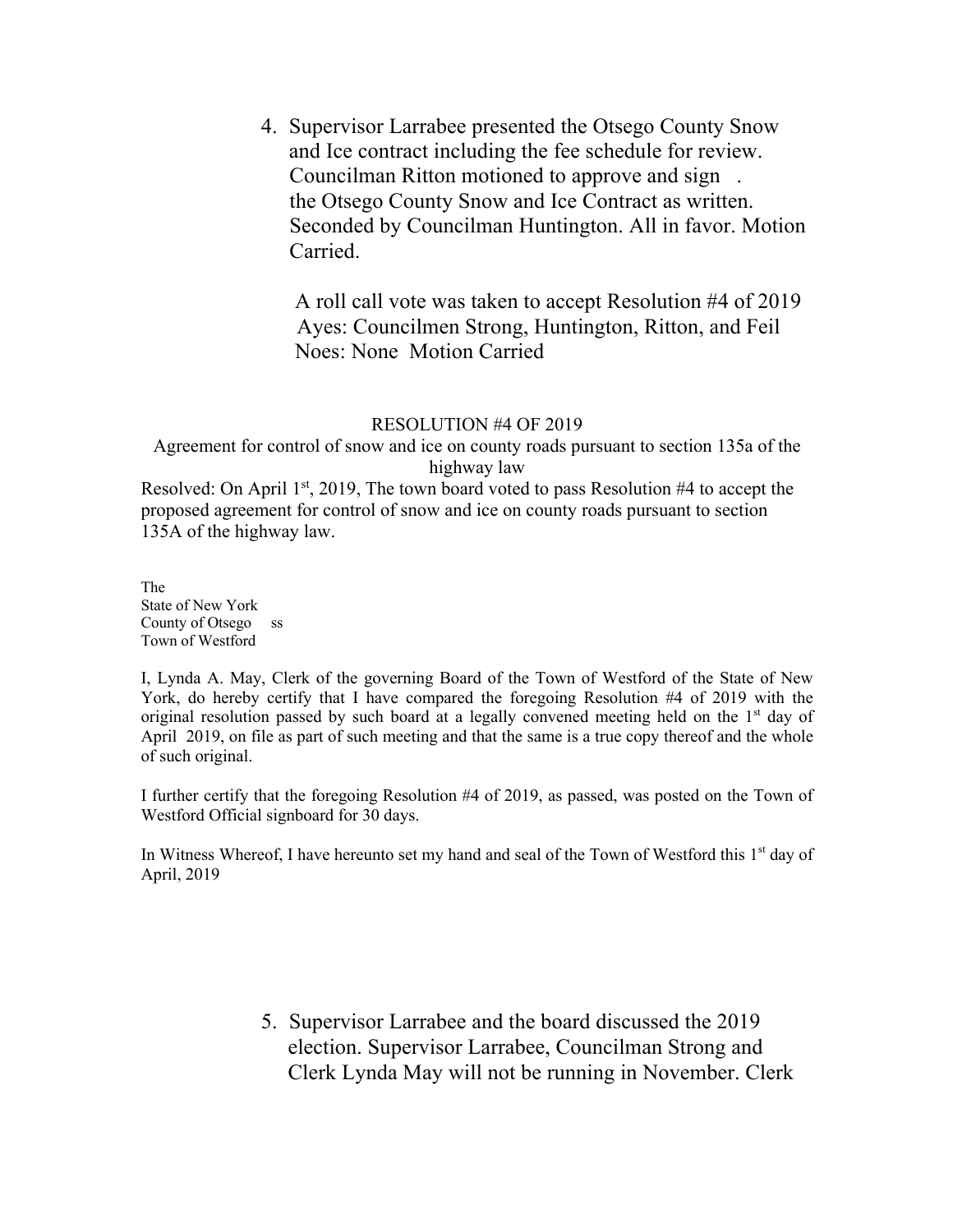4. Supervisor Larrabee presented the Otsego County Snow and Ice contract including the fee schedule for review. Councilman Ritton motioned to approve and sign . the Otsego County Snow and Ice Contract as written. Seconded by Councilman Huntington. All in favor. Motion Carried.

   A roll call vote was taken to accept Resolution #4 of 2019
   Ayes: Councilmen Strong, Huntington, Ritton, and Feil
   Noes: None Motion Carried

RESOLUTION #4 OF 2019

Agreement for control of snow and ice on county roads pursuant to section 135a of the highway law

Resolved: On April 1st, 2019, The town board voted to pass Resolution #4 to accept the proposed agreement for control of snow and ice on county roads pursuant to section 135A of the highway law.

The
State of New York
County of Otsego ss
Town of Westford

I, Lynda A. May, Clerk of the governing Board of the Town of Westford of the State of New York, do hereby certify that I have compared the foregoing Resolution #4 of 2019 with the original resolution passed by such board at a legally convened meeting held on the 1st day of April 2019, on file as part of such meeting and that the same is a true copy thereof and the whole of such original.

I further certify that the foregoing Resolution #4 of 2019, as passed, was posted on the Town of Westford Official signboard for 30 days.

In Witness Whereof, I have hereunto set my hand and seal of the Town of Westford this 1st day of April, 2019

5. Supervisor Larrabee and the board discussed the 2019 election. Supervisor Larrabee, Councilman Strong and Clerk Lynda May will not be running in November. Clerk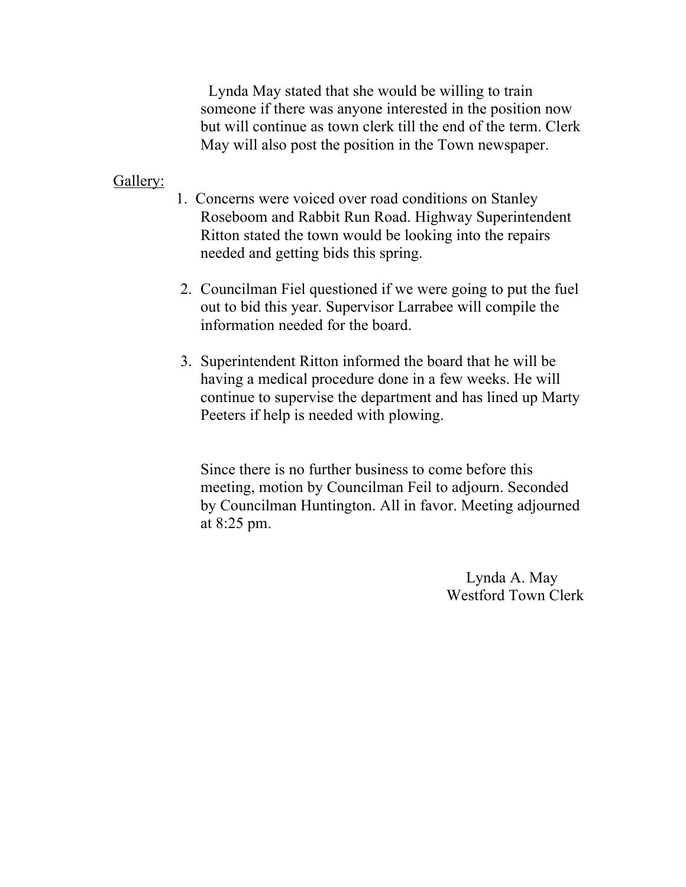Lynda May stated that she would be willing to train someone if there was anyone interested in the position now but will continue as town clerk till the end of the term. Clerk May will also post the position in the Town newspaper.

Gallery:

1. Concerns were voiced over road conditions on Stanley Roseboom and Rabbit Run Road. Highway Superintendent Ritton stated the town would be looking into the repairs needed and getting bids this spring.

2. Councilman Fiel questioned if we were going to put the fuel out to bid this year. Supervisor Larrabee will compile the information needed for the board.

3. Superintendent Ritton informed the board that he will be having a medical procedure done in a few weeks. He will continue to supervise the department and has lined up Marty Peeters if help is needed with plowing.

Since there is no further business to come before this meeting, motion by Councilman Feil to adjourn. Seconded by Councilman Huntington. All in favor. Meeting adjourned at 8:25 pm.

Lynda A. May
Westford Town Clerk